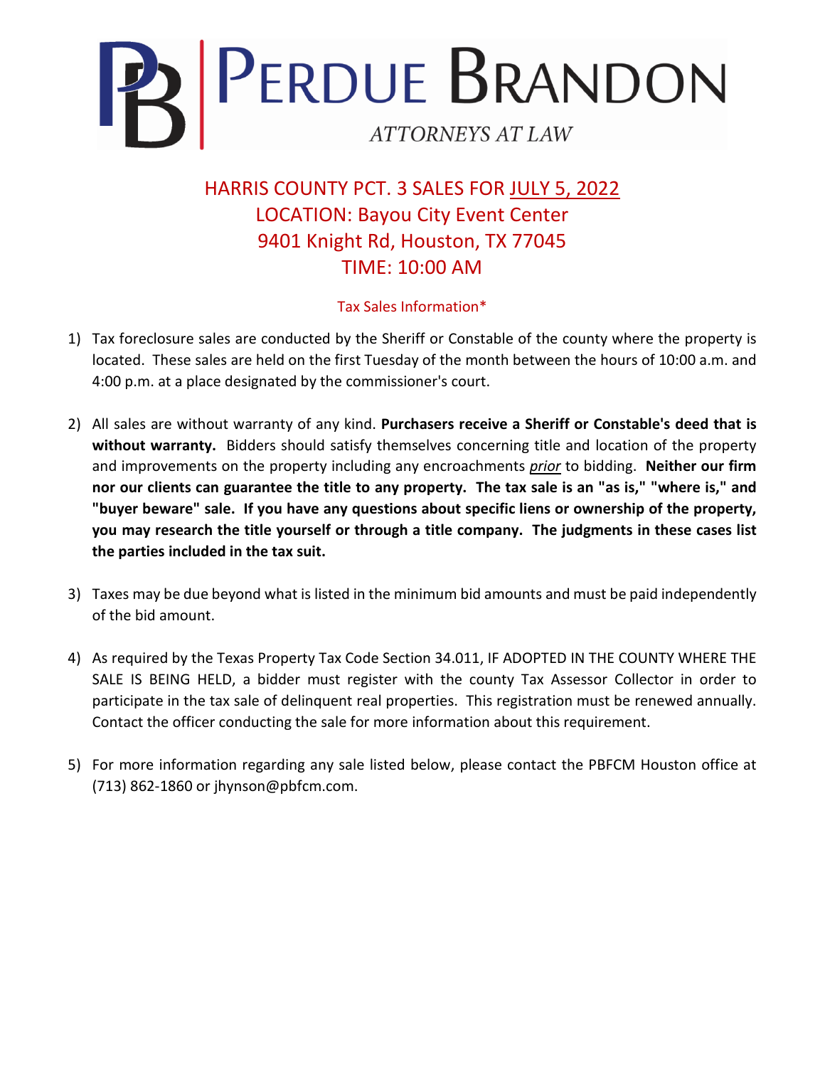# PERDUE BRANDON

ATTORNEYS AT LAW

## HARRIS COUNTY PCT. 3 SALES FOR JULY 5, 2022
## LOCATION: Bayou City Event Center
## 9401 Knight Rd, Houston, TX 77045
## TIME: 10:00 AM

### Tax Sales Information*

1) Tax foreclosure sales are conducted by the Sheriff or Constable of the county where the property is located. These sales are held on the first Tuesday of the month between the hours of 10:00 a.m. and 4:00 p.m. at a place designated by the commissioner's court.

2) All sales are without warranty of any kind. **Purchasers receive a Sheriff or Constable's deed that is without warranty.** Bidders should satisfy themselves concerning title and location of the property and improvements on the property including any encroachments *prior* to bidding. **Neither our firm nor our clients can guarantee the title to any property. The tax sale is an "as is," "where is," and "buyer beware" sale. If you have any questions about specific liens or ownership of the property, you may research the title yourself or through a title company. The judgments in these cases list the parties included in the tax suit.**

3) Taxes may be due beyond what is listed in the minimum bid amounts and must be paid independently of the bid amount.

4) As required by the Texas Property Tax Code Section 34.011, IF ADOPTED IN THE COUNTY WHERE THE SALE IS BEING HELD, a bidder must register with the county Tax Assessor Collector in order to participate in the tax sale of delinquent real properties. This registration must be renewed annually. Contact the officer conducting the sale for more information about this requirement.

5) For more information regarding any sale listed below, please contact the PBFCM Houston office at (713) 862-1860 or jhynson@pbfcm.com.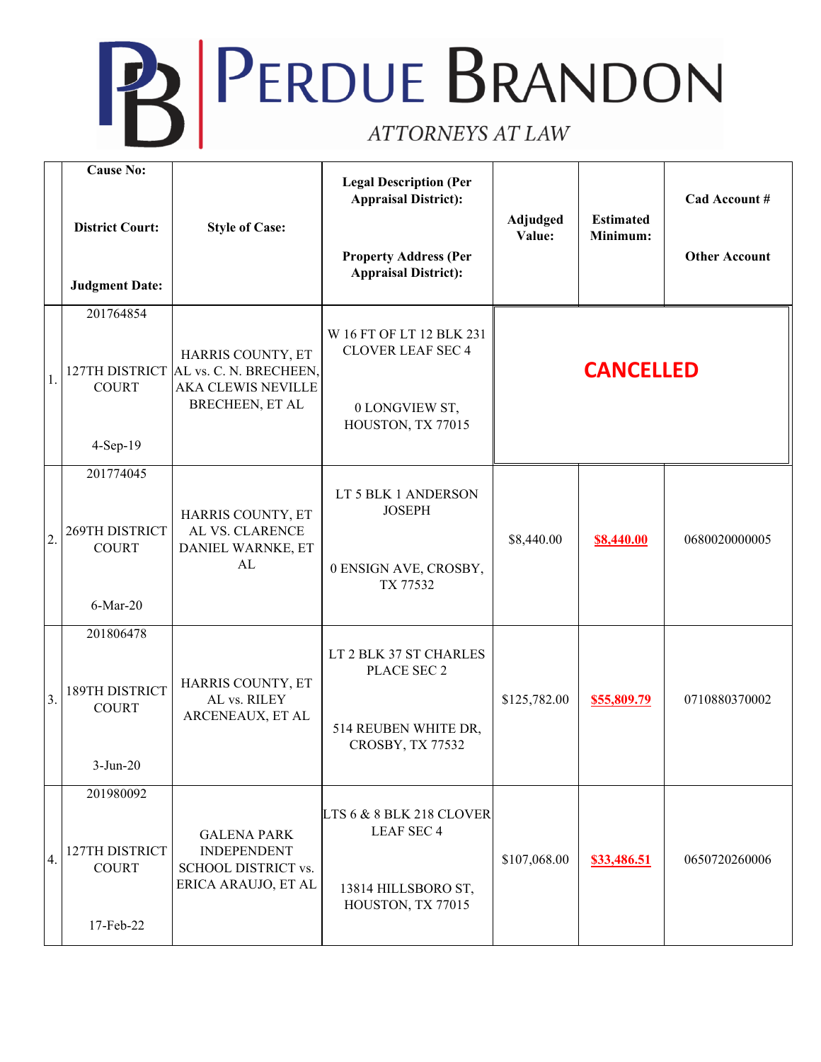# PERDUE BRANDON

*ATTORNEYS AT LAW*

| | Cause No:<br><br>District Court:<br><br>Judgment Date: | Style of Case: | Legal Description (Per Appraisal District):<br><br>Property Address (Per Appraisal District): | Adjudged Value: | Estimated Minimum: | Cad Account #<br><br>Other Account |
|---|---|---|---|---|---|---|
| 1. | 201764854<br><br>127TH DISTRICT COURT<br><br>4-Sep-19 | HARRIS COUNTY, ET AL vs. C. N. BRECHEEN, AKA CLEWIS NEVILLE BRECHEEN, ET AL | W 16 FT OF LT 12 BLK 231 CLOVER LEAF SEC 4<br><br>0 LONGVIEW ST, HOUSTON, TX 77015 | CANCELLED | | |
| 2. | 201774045<br><br>269TH DISTRICT COURT<br><br>6-Mar-20 | HARRIS COUNTY, ET AL VS. CLARENCE DANIEL WARNKE, ET AL | LT 5 BLK 1 ANDERSON JOSEPH<br><br>0 ENSIGN AVE, CROSBY, TX 77532 | $8,440.00 | $8,440.00 | 0680020000005 |
| 3. | 201806478<br><br>189TH DISTRICT COURT<br><br>3-Jun-20 | HARRIS COUNTY, ET AL vs. RILEY ARCENEAUX, ET AL | LT 2 BLK 37 ST CHARLES PLACE SEC 2<br><br>514 REUBEN WHITE DR, CROSBY, TX 77532 | $125,782.00 | $55,809.79 | 0710880370002 |
| 4. | 201980092<br><br>127TH DISTRICT COURT<br><br>17-Feb-22 | GALENA PARK INDEPENDENT SCHOOL DISTRICT vs. ERICA ARAUJO, ET AL | LTS 6 & 8 BLK 218 CLOVER LEAF SEC 4<br><br>13814 HILLSBORO ST, HOUSTON, TX 77015 | $107,068.00 | $33,486.51 | 0650720260006 |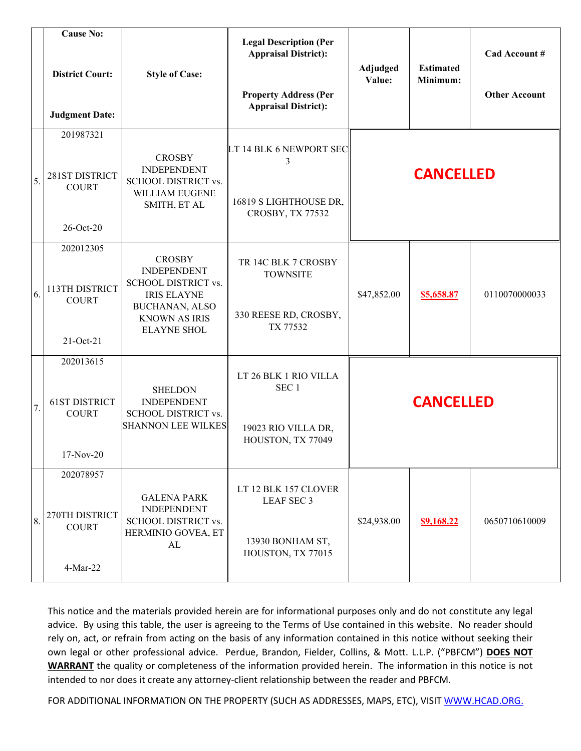| | Cause No:<br><br>District Court:<br><br>Judgment Date: | Style of Case: | Legal Description (Per Appraisal District):<br><br>Property Address (Per Appraisal District): | Adjudged Value: | Estimated Minimum: | Cad Account #<br><br>Other Account |
|---|---|---|---|---|---|---|
| 5. | 201987321<br><br>281ST DISTRICT COURT<br><br>26-Oct-20 | CROSBY INDEPENDENT SCHOOL DISTRICT vs. WILLIAM EUGENE SMITH, ET AL | LT 14 BLK 6 NEWPORT SEC 3<br><br>16819 S LIGHTHOUSE DR, CROSBY, TX 77532 | CANCELLED | | |
| 6. | 202012305<br><br>113TH DISTRICT COURT<br><br>21-Oct-21 | CROSBY INDEPENDENT SCHOOL DISTRICT vs. IRIS ELAYNE BUCHANAN, ALSO KNOWN AS IRIS ELAYNE SHOL | TR 14C BLK 7 CROSBY TOWNSITE<br><br>330 REESE RD, CROSBY, TX 77532 | $47,852.00 | $5,658.87 | 0110070000033 |
| 7. | 202013615<br><br>61ST DISTRICT COURT<br><br>17-Nov-20 | SHELDON INDEPENDENT SCHOOL DISTRICT vs. SHANNON LEE WILKES | LT 26 BLK 1 RIO VILLA SEC 1<br><br>19023 RIO VILLA DR, HOUSTON, TX 77049 | CANCELLED | | |
| 8. | 202078957<br><br>270TH DISTRICT COURT<br><br>4-Mar-22 | GALENA PARK INDEPENDENT SCHOOL DISTRICT vs. HERMINIO GOVEA, ET AL | LT 12 BLK 157 CLOVER LEAF SEC 3<br><br>13930 BONHAM ST, HOUSTON, TX 77015 | $24,938.00 | $9,168.22 | 0650710610009 |

This notice and the materials provided herein are for informational purposes only and do not constitute any legal advice. By using this table, the user is agreeing to the Terms of Use contained in this website. No reader should rely on, act, or refrain from acting on the basis of any information contained in this notice without seeking their own legal or other professional advice. Perdue, Brandon, Fielder, Collins, & Mott. L.L.P. ("PBFCM") **DOES NOT WARRANT** the quality or completeness of the information provided herein. The information in this notice is not intended to nor does it create any attorney-client relationship between the reader and PBFCM.

FOR ADDITIONAL INFORMATION ON THE PROPERTY (SUCH AS ADDRESSES, MAPS, ETC), VISIT WWW.HCAD.ORG.